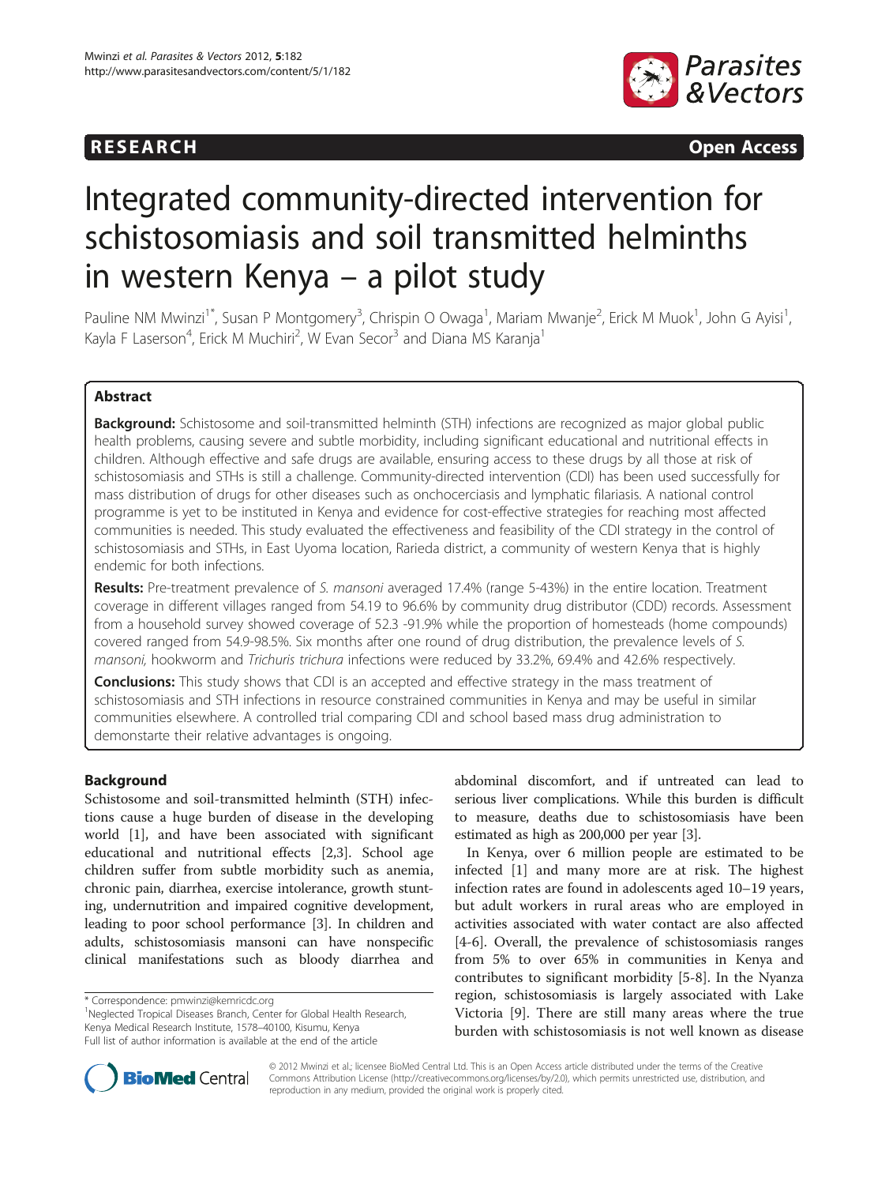**RESEARCH** **Open Access**

# Integrated community-directed intervention for schistosomiasis and soil transmitted helminths in western Kenya – a pilot study

Pauline NM Mwinzi[1*], Susan P Montgomery[3], Chrispin O Owaga[1], Mariam Mwanje[2], Erick M Muok[1], John G Ayisi[1], Kayla F Laserson[4], Erick M Muchiri[2], W Evan Secor[3] and Diana MS Karanja[1]

## Abstract

**Background:** Schistosome and soil-transmitted helminth (STH) infections are recognized as major global public health problems, causing severe and subtle morbidity, including significant educational and nutritional effects in children. Although effective and safe drugs are available, ensuring access to these drugs by all those at risk of schistosomiasis and STHs is still a challenge. Community-directed intervention (CDI) has been used successfully for mass distribution of drugs for other diseases such as onchocerciasis and lymphatic filariasis. A national control programme is yet to be instituted in Kenya and evidence for cost-effective strategies for reaching most affected communities is needed. This study evaluated the effectiveness and feasibility of the CDI strategy in the control of schistosomiasis and STHs, in East Uyoma location, Rarieda district, a community of western Kenya that is highly endemic for both infections.

**Results:** Pre-treatment prevalence of *S. mansoni* averaged 17.4% (range 5-43%) in the entire location. Treatment coverage in different villages ranged from 54.19 to 96.6% by community drug distributor (CDD) records. Assessment from a household survey showed coverage of 52.3 -91.9% while the proportion of homesteads (home compounds) covered ranged from 54.9-98.5%. Six months after one round of drug distribution, the prevalence levels of *S. mansoni*, hookworm and *Trichuris trichura* infections were reduced by 33.2%, 69.4% and 42.6% respectively.

**Conclusions:** This study shows that CDI is an accepted and effective strategy in the mass treatment of schistosomiasis and STH infections in resource constrained communities in Kenya and may be useful in similar communities elsewhere. A controlled trial comparing CDI and school based mass drug administration to demonstarte their relative advantages is ongoing.

## Background

Schistosome and soil-transmitted helminth (STH) infections cause a huge burden of disease in the developing world [1], and have been associated with significant educational and nutritional effects [2,3]. School age children suffer from subtle morbidity such as anemia, chronic pain, diarrhea, exercise intolerance, growth stunting, undernutrition and impaired cognitive development, leading to poor school performance [3]. In children and adults, schistosomiasis mansoni can have nonspecific clinical manifestations such as bloody diarrhea and abdominal discomfort, and if untreated can lead to serious liver complications. While this burden is difficult to measure, deaths due to schistosomiasis have been estimated as high as 200,000 per year [3].

In Kenya, over 6 million people are estimated to be infected [1] and many more are at risk. The highest infection rates are found in adolescents aged 10–19 years, but adult workers in rural areas who are employed in activities associated with water contact are also affected [4-6]. Overall, the prevalence of schistosomiasis ranges from 5% to over 65% in communities in Kenya and contributes to significant morbidity [5-8]. In the Nyanza region, schistosomiasis is largely associated with Lake Victoria [9]. There are still many areas where the true burden with schistosomiasis is not well known as disease

\* Correspondence: pmwinzi@kemricdc.org
[1]Neglected Tropical Diseases Branch, Center for Global Health Research, Kenya Medical Research Institute, 1578–40100, Kisumu, Kenya
Full list of author information is available at the end of the article

© 2012 Mwinzi et al.; licensee BioMed Central Ltd. This is an Open Access article distributed under the terms of the Creative Commons Attribution License (http://creativecommons.org/licenses/by/2.0), which permits unrestricted use, distribution, and reproduction in any medium, provided the original work is properly cited.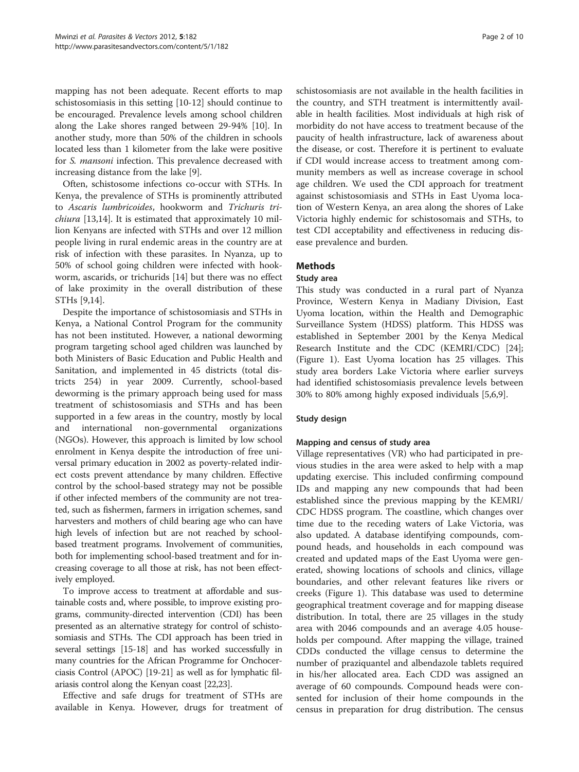mapping has not been adequate. Recent efforts to map schistosomiasis in this setting [10-12] should continue to be encouraged. Prevalence levels among school children along the Lake shores ranged between 29-94% [10]. In another study, more than 50% of the children in schools located less than 1 kilometer from the lake were positive for *S. mansoni* infection. This prevalence decreased with increasing distance from the lake [9].

Often, schistosome infections co-occur with STHs. In Kenya, the prevalence of STHs is prominently attributed to *Ascaris lumbricoides*, hookworm and *Trichuris trichiura* [13,14]. It is estimated that approximately 10 million Kenyans are infected with STHs and over 12 million people living in rural endemic areas in the country are at risk of infection with these parasites. In Nyanza, up to 50% of school going children were infected with hookworm, ascarids, or trichurids [14] but there was no effect of lake proximity in the overall distribution of these STHs [9,14].

Despite the importance of schistosomiasis and STHs in Kenya, a National Control Program for the community has not been instituted. However, a national deworming program targeting school aged children was launched by both Ministers of Basic Education and Public Health and Sanitation, and implemented in 45 districts (total districts 254) in year 2009. Currently, school-based deworming is the primary approach being used for mass treatment of schistosomiasis and STHs and has been supported in a few areas in the country, mostly by local and international non-governmental organizations (NGOs). However, this approach is limited by low school enrolment in Kenya despite the introduction of free universal primary education in 2002 as poverty-related indirect costs prevent attendance by many children. Effective control by the school-based strategy may not be possible if other infected members of the community are not treated, such as fishermen, farmers in irrigation schemes, sand harvesters and mothers of child bearing age who can have high levels of infection but are not reached by school-based treatment programs. Involvement of communities, both for implementing school-based treatment and for increasing coverage to all those at risk, has not been effectively employed.

To improve access to treatment at affordable and sustainable costs and, where possible, to improve existing programs, community-directed intervention (CDI) has been presented as an alternative strategy for control of schistosomiasis and STHs. The CDI approach has been tried in several settings [15-18] and has worked successfully in many countries for the African Programme for Onchocerciasis Control (APOC) [19-21] as well as for lymphatic filariasis control along the Kenyan coast [22,23].

Effective and safe drugs for treatment of STHs are available in Kenya. However, drugs for treatment of schistosomiasis are not available in the health facilities in the country, and STH treatment is intermittently available in health facilities. Most individuals at high risk of morbidity do not have access to treatment because of the paucity of health infrastructure, lack of awareness about the disease, or cost. Therefore it is pertinent to evaluate if CDI would increase access to treatment among community members as well as increase coverage in school age children. We used the CDI approach for treatment against schistosomiasis and STHs in East Uyoma location of Western Kenya, an area along the shores of Lake Victoria highly endemic for schistosomais and STHs, to test CDI acceptability and effectiveness in reducing disease prevalence and burden.

## Methods

### Study area

This study was conducted in a rural part of Nyanza Province, Western Kenya in Madiany Division, East Uyoma location, within the Health and Demographic Surveillance System (HDSS) platform. This HDSS was established in September 2001 by the Kenya Medical Research Institute and the CDC (KEMRI/CDC) [24]; (Figure 1). East Uyoma location has 25 villages. This study area borders Lake Victoria where earlier surveys had identified schistosomiasis prevalence levels between 30% to 80% among highly exposed individuals [5,6,9].

### Study design

#### Mapping and census of study area

Village representatives (VR) who had participated in previous studies in the area were asked to help with a map updating exercise. This included confirming compound IDs and mapping any new compounds that had been established since the previous mapping by the KEMRI/CDC HDSS program. The coastline, which changes over time due to the receding waters of Lake Victoria, was also updated. A database identifying compounds, compound heads, and households in each compound was created and updated maps of the East Uyoma were generated, showing locations of schools and clinics, village boundaries, and other relevant features like rivers or creeks (Figure 1). This database was used to determine geographical treatment coverage and for mapping disease distribution. In total, there are 25 villages in the study area with 2046 compounds and an average 4.05 households per compound. After mapping the village, trained CDDs conducted the village census to determine the number of praziquantel and albendazole tablets required in his/her allocated area. Each CDD was assigned an average of 60 compounds. Compound heads were consented for inclusion of their home compounds in the census in preparation for drug distribution. The census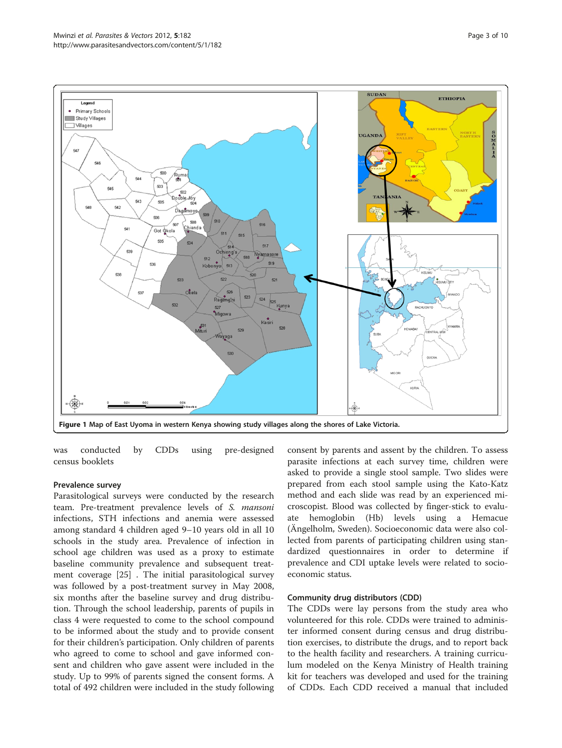Figure 1 Map of East Uyoma in western Kenya showing study villages along the shores of Lake Victoria.

was conducted by CDDs using pre-designed census booklets

### Prevalence survey

Parasitological surveys were conducted by the research team. Pre-treatment prevalence levels of *S. mansoni* infections, STH infections and anemia were assessed among standard 4 children aged 9–10 years old in all 10 schools in the study area. Prevalence of infection in school age children was used as a proxy to estimate baseline community prevalence and subsequent treatment coverage [25] . The initial parasitological survey was followed by a post-treatment survey in May 2008, six months after the baseline survey and drug distribution. Through the school leadership, parents of pupils in class 4 were requested to come to the school compound to be informed about the study and to provide consent for their children's participation. Only children of parents who agreed to come to school and gave informed consent and children who gave assent were included in the study. Up to 99% of parents signed the consent forms. A total of 492 children were included in the study following consent by parents and assent by the children. To assess parasite infections at each survey time, children were asked to provide a single stool sample. Two slides were prepared from each stool sample using the Kato-Katz method and each slide was read by an experienced microscopist. Blood was collected by finger-stick to evaluate hemoglobin (Hb) levels using a Hemacue (Ängelholm, Sweden). Socioeconomic data were also collected from parents of participating children using standardized questionnaires in order to determine if prevalence and CDI uptake levels were related to socioeconomic status.

### Community drug distributors (CDD)

The CDDs were lay persons from the study area who volunteered for this role. CDDs were trained to administer informed consent during census and drug distribution exercises, to distribute the drugs, and to report back to the health facility and researchers. A training curriculum modeled on the Kenya Ministry of Health training kit for teachers was developed and used for the training of CDDs. Each CDD received a manual that included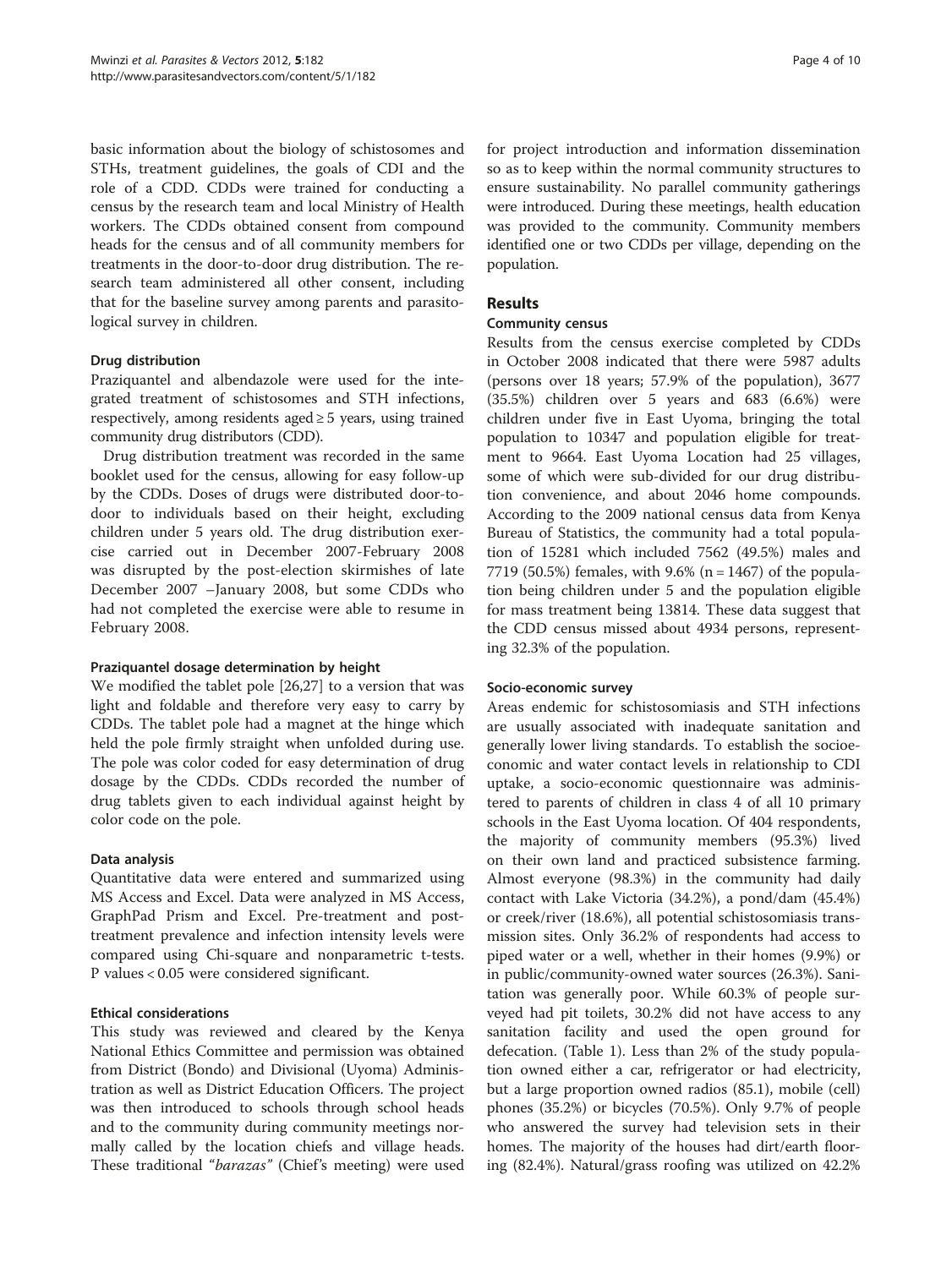basic information about the biology of schistosomes and STHs, treatment guidelines, the goals of CDI and the role of a CDD. CDDs were trained for conducting a census by the research team and local Ministry of Health workers. The CDDs obtained consent from compound heads for the census and of all community members for treatments in the door-to-door drug distribution. The research team administered all other consent, including that for the baseline survey among parents and parasitological survey in children.

### Drug distribution

Praziquantel and albendazole were used for the integrated treatment of schistosomes and STH infections, respectively, among residents aged ≥ 5 years, using trained community drug distributors (CDD).

Drug distribution treatment was recorded in the same booklet used for the census, allowing for easy follow-up by the CDDs. Doses of drugs were distributed door-to-door to individuals based on their height, excluding children under 5 years old. The drug distribution exercise carried out in December 2007-February 2008 was disrupted by the post-election skirmishes of late December 2007 –January 2008, but some CDDs who had not completed the exercise were able to resume in February 2008.

### Praziquantel dosage determination by height

We modified the tablet pole [26,27] to a version that was light and foldable and therefore very easy to carry by CDDs. The tablet pole had a magnet at the hinge which held the pole firmly straight when unfolded during use. The pole was color coded for easy determination of drug dosage by the CDDs. CDDs recorded the number of drug tablets given to each individual against height by color code on the pole.

### Data analysis

Quantitative data were entered and summarized using MS Access and Excel. Data were analyzed in MS Access, GraphPad Prism and Excel. Pre-treatment and post-treatment prevalence and infection intensity levels were compared using Chi-square and nonparametric t-tests. P values < 0.05 were considered significant.

### Ethical considerations

This study was reviewed and cleared by the Kenya National Ethics Committee and permission was obtained from District (Bondo) and Divisional (Uyoma) Administration as well as District Education Officers. The project was then introduced to schools through school heads and to the community during community meetings normally called by the location chiefs and village heads. These traditional "*barazas*" (Chief's meeting) were used for project introduction and information dissemination so as to keep within the normal community structures to ensure sustainability. No parallel community gatherings were introduced. During these meetings, health education was provided to the community. Community members identified one or two CDDs per village, depending on the population.

## Results

### Community census

Results from the census exercise completed by CDDs in October 2008 indicated that there were 5987 adults (persons over 18 years; 57.9% of the population), 3677 (35.5%) children over 5 years and 683 (6.6%) were children under five in East Uyoma, bringing the total population to 10347 and population eligible for treatment to 9664. East Uyoma Location had 25 villages, some of which were sub-divided for our drug distribution convenience, and about 2046 home compounds. According to the 2009 national census data from Kenya Bureau of Statistics, the community had a total population of 15281 which included 7562 (49.5%) males and 7719 (50.5%) females, with 9.6% (n = 1467) of the population being children under 5 and the population eligible for mass treatment being 13814. These data suggest that the CDD census missed about 4934 persons, representing 32.3% of the population.

### Socio-economic survey

Areas endemic for schistosomiasis and STH infections are usually associated with inadequate sanitation and generally lower living standards. To establish the socioeconomic and water contact levels in relationship to CDI uptake, a socio-economic questionnaire was administered to parents of children in class 4 of all 10 primary schools in the East Uyoma location. Of 404 respondents, the majority of community members (95.3%) lived on their own land and practiced subsistence farming. Almost everyone (98.3%) in the community had daily contact with Lake Victoria (34.2%), a pond/dam (45.4%) or creek/river (18.6%), all potential schistosomiasis transmission sites. Only 36.2% of respondents had access to piped water or a well, whether in their homes (9.9%) or in public/community-owned water sources (26.3%). Sanitation was generally poor. While 60.3% of people surveyed had pit toilets, 30.2% did not have access to any sanitation facility and used the open ground for defecation. (Table 1). Less than 2% of the study population owned either a car, refrigerator or had electricity, but a large proportion owned radios (85.1), mobile (cell) phones (35.2%) or bicycles (70.5%). Only 9.7% of people who answered the survey had television sets in their homes. The majority of the houses had dirt/earth flooring (82.4%). Natural/grass roofing was utilized on 42.2%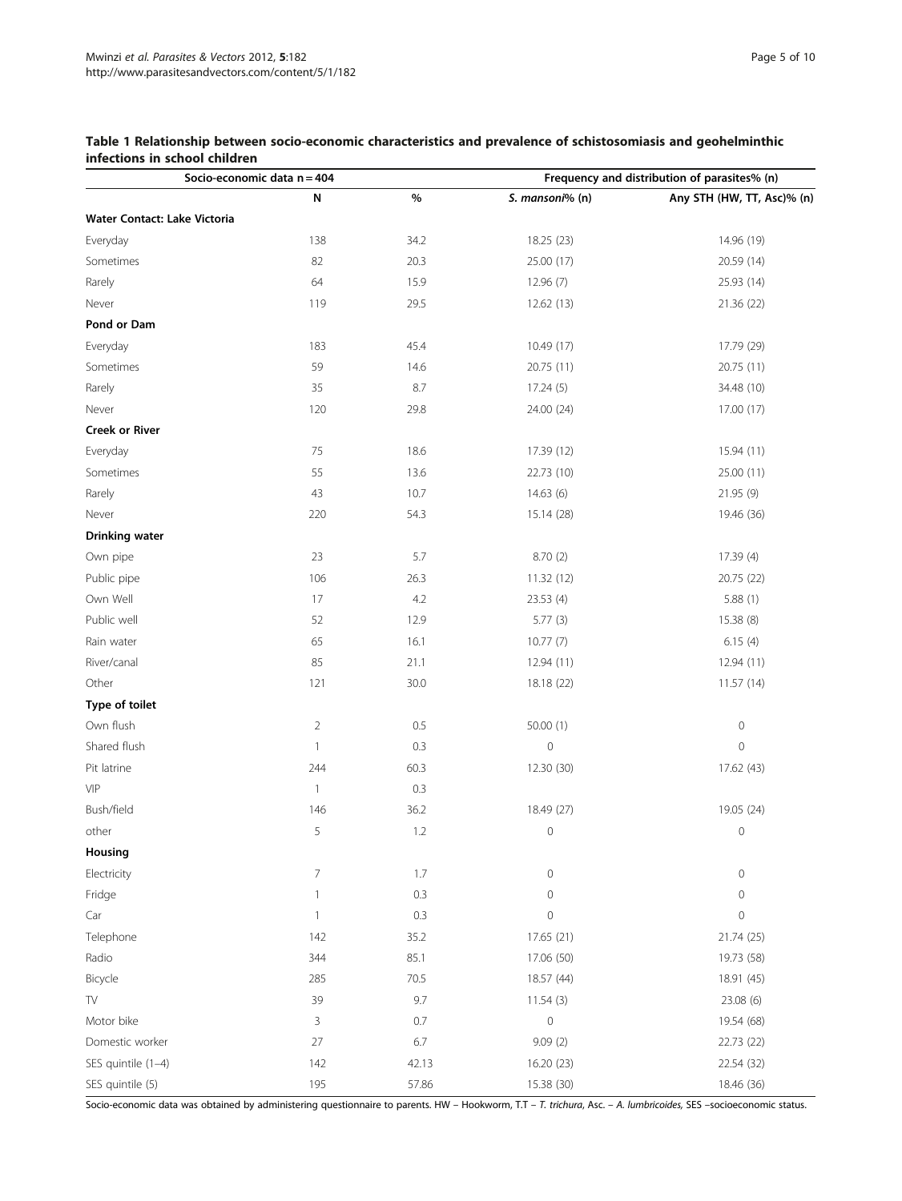**Table 1 Relationship between socio-economic characteristics and prevalence of schistosomiasis and geohelminthic infections in school children**

| Socio-economic data n = 404 | | | Frequency and distribution of parasites% (n) | |
|---|---|---|---|---|
| | N | % | *S. mansoni*% (n) | Any STH (HW, TT, Asc)% (n) |
| **Water Contact: Lake Victoria** | | | | |
| Everyday | 138 | 34.2 | 18.25 (23) | 14.96 (19) |
| Sometimes | 82 | 20.3 | 25.00 (17) | 20.59 (14) |
| Rarely | 64 | 15.9 | 12.96 (7) | 25.93 (14) |
| Never | 119 | 29.5 | 12.62 (13) | 21.36 (22) |
| **Pond or Dam** | | | | |
| Everyday | 183 | 45.4 | 10.49 (17) | 17.79 (29) |
| Sometimes | 59 | 14.6 | 20.75 (11) | 20.75 (11) |
| Rarely | 35 | 8.7 | 17.24 (5) | 34.48 (10) |
| Never | 120 | 29.8 | 24.00 (24) | 17.00 (17) |
| **Creek or River** | | | | |
| Everyday | 75 | 18.6 | 17.39 (12) | 15.94 (11) |
| Sometimes | 55 | 13.6 | 22.73 (10) | 25.00 (11) |
| Rarely | 43 | 10.7 | 14.63 (6) | 21.95 (9) |
| Never | 220 | 54.3 | 15.14 (28) | 19.46 (36) |
| **Drinking water** | | | | |
| Own pipe | 23 | 5.7 | 8.70 (2) | 17.39 (4) |
| Public pipe | 106 | 26.3 | 11.32 (12) | 20.75 (22) |
| Own Well | 17 | 4.2 | 23.53 (4) | 5.88 (1) |
| Public well | 52 | 12.9 | 5.77 (3) | 15.38 (8) |
| Rain water | 65 | 16.1 | 10.77 (7) | 6.15 (4) |
| River/canal | 85 | 21.1 | 12.94 (11) | 12.94 (11) |
| Other | 121 | 30.0 | 18.18 (22) | 11.57 (14) |
| **Type of toilet** | | | | |
| Own flush | 2 | 0.5 | 50.00 (1) | 0 |
| Shared flush | 1 | 0.3 | 0 | 0 |
| Pit latrine | 244 | 60.3 | 12.30 (30) | 17.62 (43) |
| VIP | 1 | 0.3 | | |
| Bush/field | 146 | 36.2 | 18.49 (27) | 19.05 (24) |
| other | 5 | 1.2 | 0 | 0 |
| **Housing** | | | | |
| Electricity | 7 | 1.7 | 0 | 0 |
| Fridge | 1 | 0.3 | 0 | 0 |
| Car | 1 | 0.3 | 0 | 0 |
| Telephone | 142 | 35.2 | 17.65 (21) | 21.74 (25) |
| Radio | 344 | 85.1 | 17.06 (50) | 19.73 (58) |
| Bicycle | 285 | 70.5 | 18.57 (44) | 18.91 (45) |
| TV | 39 | 9.7 | 11.54 (3) | 23.08 (6) |
| Motor bike | 3 | 0.7 | 0 | 19.54 (68) |
| Domestic worker | 27 | 6.7 | 9.09 (2) | 22.73 (22) |
| SES quintile (1–4) | 142 | 42.13 | 16.20 (23) | 22.54 (32) |
| SES quintile (5) | 195 | 57.86 | 15.38 (30) | 18.46 (36) |

Socio-economic data was obtained by administering questionnaire to parents. HW – Hookworm, T.T – *T. trichura*, Asc. – *A. lumbricoides*, SES –socioeconomic status.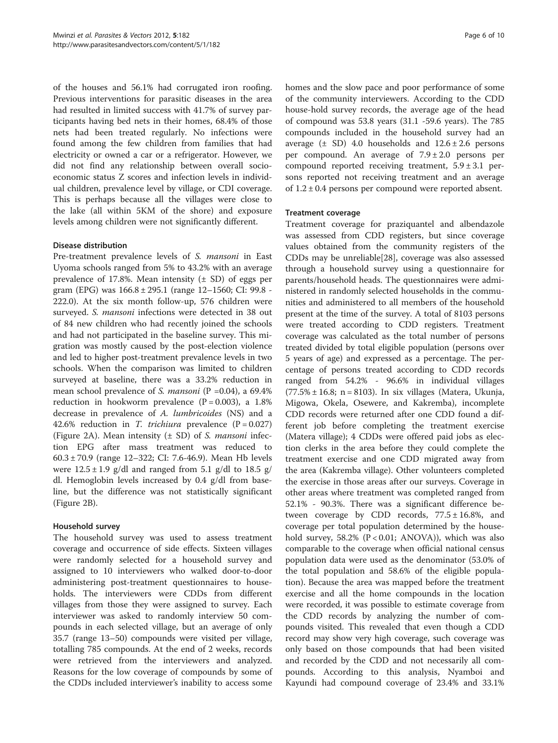of the houses and 56.1% had corrugated iron roofing. Previous interventions for parasitic diseases in the area had resulted in limited success with 41.7% of survey participants having bed nets in their homes, 68.4% of those nets had been treated regularly. No infections were found among the few children from families that had electricity or owned a car or a refrigerator. However, we did not find any relationship between overall socio-economic status Z scores and infection levels in individual children, prevalence level by village, or CDI coverage. This is perhaps because all the villages were close to the lake (all within 5KM of the shore) and exposure levels among children were not significantly different.

#### Disease distribution

Pre-treatment prevalence levels of *S. mansoni* in East Uyoma schools ranged from 5% to 43.2% with an average prevalence of 17.8%. Mean intensity (± SD) of eggs per gram (EPG) was 166.8 ± 295.1 (range 12–1560; CI: 99.8 - 222.0). At the six month follow-up, 576 children were surveyed. *S. mansoni* infections were detected in 38 out of 84 new children who had recently joined the schools and had not participated in the baseline survey. This migration was mostly caused by the post-election violence and led to higher post-treatment prevalence levels in two schools. When the comparison was limited to children surveyed at baseline, there was a 33.2% reduction in mean school prevalence of *S. mansoni* ($P = 0.04$), a 69.4% reduction in hookworm prevalence ($P = 0.003$), a 1.8% decrease in prevalence of *A. lumbricoides* (NS) and a 42.6% reduction in *T. trichiura* prevalence ($P = 0.027$) (Figure 2A). Mean intensity (± SD) of *S. mansoni* infection EPG after mass treatment was reduced to 60.3 ± 70.9 (range 12–322; CI: 7.6-46.9). Mean Hb levels were 12.5 ± 1.9 g/dl and ranged from 5.1 g/dl to 18.5 g/dl. Hemoglobin levels increased by 0.4 g/dl from baseline, but the difference was not statistically significant (Figure 2B).

#### Household survey

The household survey was used to assess treatment coverage and occurrence of side effects. Sixteen villages were randomly selected for a household survey and assigned to 10 interviewers who walked door-to-door administering post-treatment questionnaires to households. The interviewers were CDDs from different villages from those they were assigned to survey. Each interviewer was asked to randomly interview 50 compounds in each selected village, but an average of only 35.7 (range 13–50) compounds were visited per village, totalling 785 compounds. At the end of 2 weeks, records were retrieved from the interviewers and analyzed. Reasons for the low coverage of compounds by some of the CDDs included interviewer's inability to access some homes and the slow pace and poor performance of some of the community interviewers. According to the CDD house-hold survey records, the average age of the head of compound was 53.8 years (31.1 -59.6 years). The 785 compounds included in the household survey had an average (± SD) 4.0 households and 12.6 ± 2.6 persons per compound. An average of 7.9 ± 2.0 persons per compound reported receiving treatment, 5.9 ± 3.1 persons reported not receiving treatment and an average of 1.2 ± 0.4 persons per compound were reported absent.

#### Treatment coverage

Treatment coverage for praziquantel and albendazole was assessed from CDD registers, but since coverage values obtained from the community registers of the CDDs may be unreliable[28], coverage was also assessed through a household survey using a questionnaire for parents/household heads. The questionnaires were administered in randomly selected households in the communities and administered to all members of the household present at the time of the survey. A total of 8103 persons were treated according to CDD registers. Treatment coverage was calculated as the total number of persons treated divided by total eligible population (persons over 5 years of age) and expressed as a percentage. The percentage of persons treated according to CDD records ranged from 54.2% - 96.6% in individual villages (77.5% ± 16.8; n = 8103). In six villages (Matera, Ukunja, Migowa, Okela, Osewere, and Kakremba), incomplete CDD records were returned after one CDD found a different job before completing the treatment exercise (Matera village); 4 CDDs were offered paid jobs as election clerks in the area before they could complete the treatment exercise and one CDD migrated away from the area (Kakremba village). Other volunteers completed the exercise in those areas after our surveys. Coverage in other areas where treatment was completed ranged from 52.1% - 90.3%. There was a significant difference between coverage by CDD records, 77.5 ± 16.8%, and coverage per total population determined by the household survey, 58.2% ($P < 0.01$; ANOVA)), which was also comparable to the coverage when official national census population data were used as the denominator (53.0% of the total population and 58.6% of the eligible population). Because the area was mapped before the treatment exercise and all the home compounds in the location were recorded, it was possible to estimate coverage from the CDD records by analyzing the number of compounds visited. This revealed that even though a CDD record may show very high coverage, such coverage was only based on those compounds that had been visited and recorded by the CDD and not necessarily all compounds. According to this analysis, Nyamboi and Kayundi had compound coverage of 23.4% and 33.1%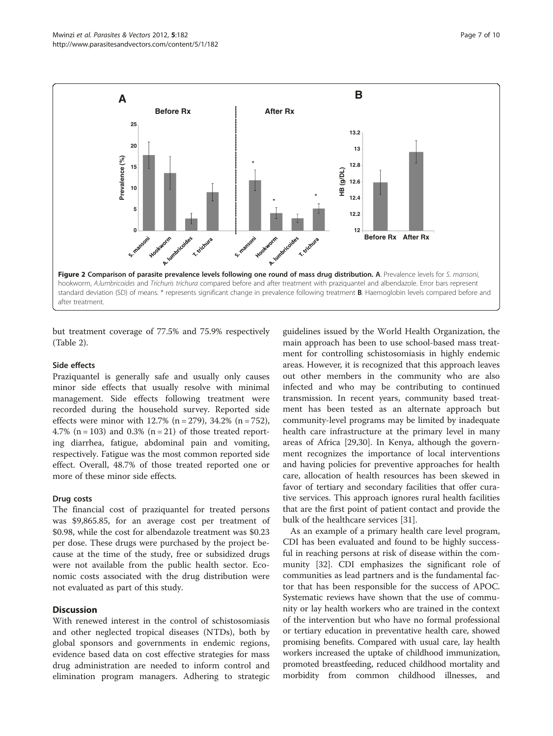**Figure 2 Comparison of parasite prevalence levels following one round of mass drug distribution. A**. Prevalence levels for *S. mansoni*, hookworm, *A.lumbricoides* and *Trichuris trichura* compared before and after treatment with praziquantel and albendazole. Error bars represent standard deviation (SD) of means. * represents significant change in prevalence following treatment **B**. Haemoglobin levels compared before and after treatment.

but treatment coverage of 77.5% and 75.9% respectively (Table 2).

### Side effects

Praziquantel is generally safe and usually only causes minor side effects that usually resolve with minimal management. Side effects following treatment were recorded during the household survey. Reported side effects were minor with 12.7% (n = 279), 34.2% (n = 752), 4.7% (n = 103) and 0.3% (n = 21) of those treated reporting diarrhea, fatigue, abdominal pain and vomiting, respectively. Fatigue was the most common reported side effect. Overall, 48.7% of those treated reported one or more of these minor side effects.

### Drug costs

The financial cost of praziquantel for treated persons was $9,865.85, for an average cost per treatment of $0.98, while the cost for albendazole treatment was $0.23 per dose. These drugs were purchased by the project because at the time of the study, free or subsidized drugs were not available from the public health sector. Economic costs associated with the drug distribution were not evaluated as part of this study.

## Discussion

With renewed interest in the control of schistosomiasis and other neglected tropical diseases (NTDs), both by global sponsors and governments in endemic regions, evidence based data on cost effective strategies for mass drug administration are needed to inform control and elimination program managers. Adhering to strategic guidelines issued by the World Health Organization, the main approach has been to use school-based mass treatment for controlling schistosomiasis in highly endemic areas. However, it is recognized that this approach leaves out other members in the community who are also infected and who may be contributing to continued transmission. In recent years, community based treatment has been tested as an alternate approach but community-level programs may be limited by inadequate health care infrastructure at the primary level in many areas of Africa [29,30]. In Kenya, although the government recognizes the importance of local interventions and having policies for preventive approaches for health care, allocation of health resources has been skewed in favor of tertiary and secondary facilities that offer curative services. This approach ignores rural health facilities that are the first point of patient contact and provide the bulk of the healthcare services [31].

As an example of a primary health care level program, CDI has been evaluated and found to be highly successful in reaching persons at risk of disease within the community [32]. CDI emphasizes the significant role of communities as lead partners and is the fundamental factor that has been responsible for the success of APOC. Systematic reviews have shown that the use of community or lay health workers who are trained in the context of the intervention but who have no formal professional or tertiary education in preventative health care, showed promising benefits. Compared with usual care, lay health workers increased the uptake of childhood immunization, promoted breastfeeding, reduced childhood mortality and morbidity from common childhood illnesses, and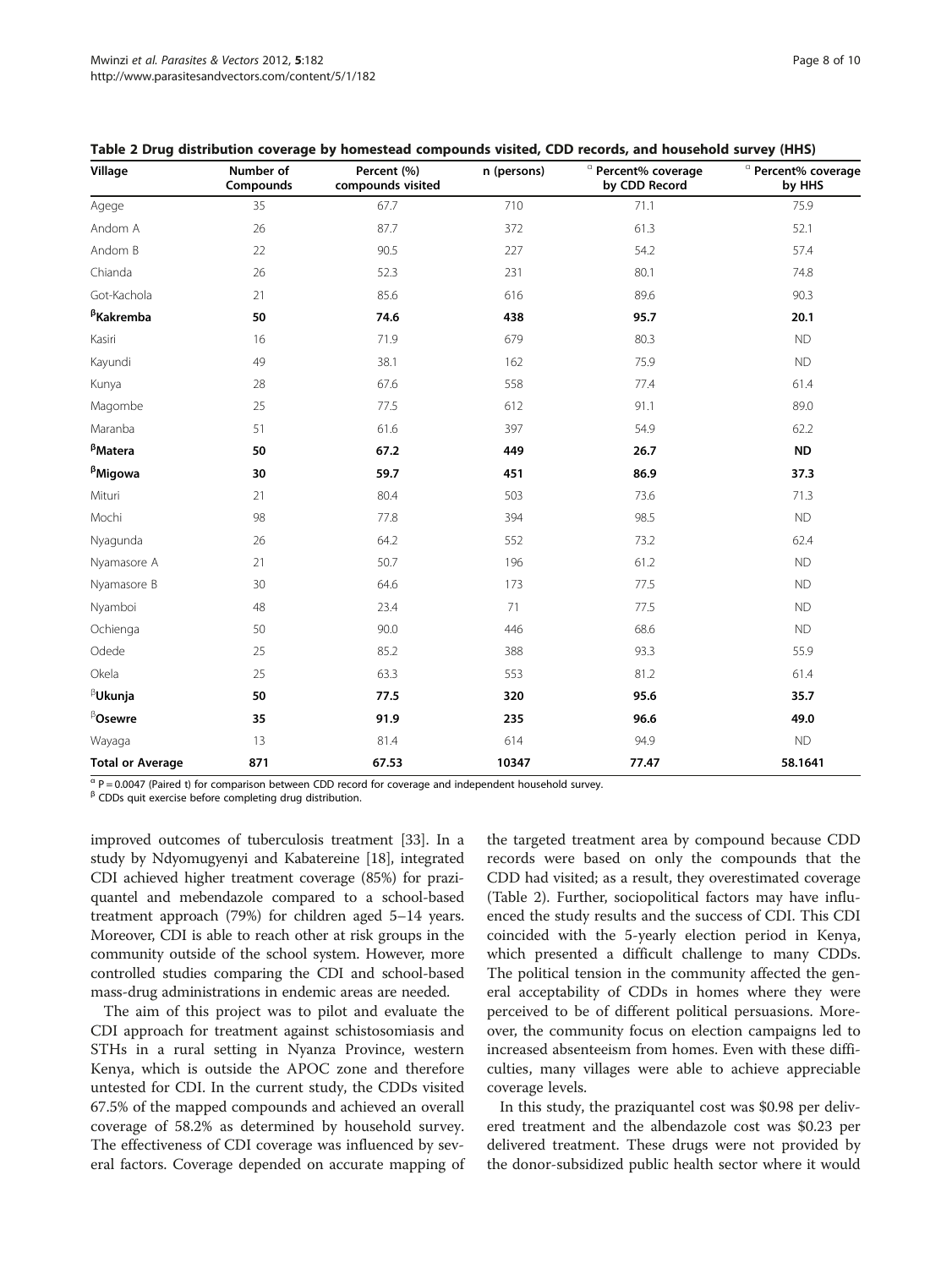**Table 2 Drug distribution coverage by homestead compounds visited, CDD records, and household survey (HHS)**

| Village | Number of Compounds | Percent (%) compounds visited | n (persons) | [α] Percent% coverage by CDD Record | [α] Percent% coverage by HHS |
|---|---|---|---|---|---|
| Agege | 35 | 67.7 | 710 | 71.1 | 75.9 |
| Andom A | 26 | 87.7 | 372 | 61.3 | 52.1 |
| Andom B | 22 | 90.5 | 227 | 54.2 | 57.4 |
| Chianda | 26 | 52.3 | 231 | 80.1 | 74.8 |
| Got-Kachola | 21 | 85.6 | 616 | 89.6 | 90.3 |
| **[β]Kakremba** | **50** | **74.6** | **438** | **95.7** | **20.1** |
| Kasiri | 16 | 71.9 | 679 | 80.3 | ND |
| Kayundi | 49 | 38.1 | 162 | 75.9 | ND |
| Kunya | 28 | 67.6 | 558 | 77.4 | 61.4 |
| Magombe | 25 | 77.5 | 612 | 91.1 | 89.0 |
| Maranba | 51 | 61.6 | 397 | 54.9 | 62.2 |
| **[β]Matera** | **50** | **67.2** | **449** | **26.7** | **ND** |
| **[β]Migowa** | **30** | **59.7** | **451** | **86.9** | **37.3** |
| Mituri | 21 | 80.4 | 503 | 73.6 | 71.3 |
| Mochi | 98 | 77.8 | 394 | 98.5 | ND |
| Nyagunda | 26 | 64.2 | 552 | 73.2 | 62.4 |
| Nyamasore A | 21 | 50.7 | 196 | 61.2 | ND |
| Nyamasore B | 30 | 64.6 | 173 | 77.5 | ND |
| Nyamboi | 48 | 23.4 | 71 | 77.5 | ND |
| Ochienga | 50 | 90.0 | 446 | 68.6 | ND |
| Odede | 25 | 85.2 | 388 | 93.3 | 55.9 |
| Okela | 25 | 63.3 | 553 | 81.2 | 61.4 |
| **[β]Ukunja** | **50** | **77.5** | **320** | **95.6** | **35.7** |
| **[β]Osewre** | **35** | **91.9** | **235** | **96.6** | **49.0** |
| Wayaga | 13 | 81.4 | 614 | 94.9 | ND |
| **Total or Average** | **871** | **67.53** | **10347** | **77.47** | **58.1641** |

[α] P = 0.0047 (Paired t) for comparison between CDD record for coverage and independent household survey.
[β] CDDs quit exercise before completing drug distribution.

improved outcomes of tuberculosis treatment [33]. In a study by Ndyomugyenyi and Kabatereine [18], integrated CDI achieved higher treatment coverage (85%) for praziquantel and mebendazole compared to a school-based treatment approach (79%) for children aged 5–14 years. Moreover, CDI is able to reach other at risk groups in the community outside of the school system. However, more controlled studies comparing the CDI and school-based mass-drug administrations in endemic areas are needed.

The aim of this project was to pilot and evaluate the CDI approach for treatment against schistosomiasis and STHs in a rural setting in Nyanza Province, western Kenya, which is outside the APOC zone and therefore untested for CDI. In the current study, the CDDs visited 67.5% of the mapped compounds and achieved an overall coverage of 58.2% as determined by household survey. The effectiveness of CDI coverage was influenced by several factors. Coverage depended on accurate mapping of the targeted treatment area by compound because CDD records were based on only the compounds that the CDD had visited; as a result, they overestimated coverage (Table 2). Further, sociopolitical factors may have influenced the study results and the success of CDI. This CDI coincided with the 5-yearly election period in Kenya, which presented a difficult challenge to many CDDs. The political tension in the community affected the general acceptability of CDDs in homes where they were perceived to be of different political persuasions. Moreover, the community focus on election campaigns led to increased absenteeism from homes. Even with these difficulties, many villages were able to achieve appreciable coverage levels.

In this study, the praziquantel cost was \$0.98 per delivered treatment and the albendazole cost was \$0.23 per delivered treatment. These drugs were not provided by the donor-subsidized public health sector where it would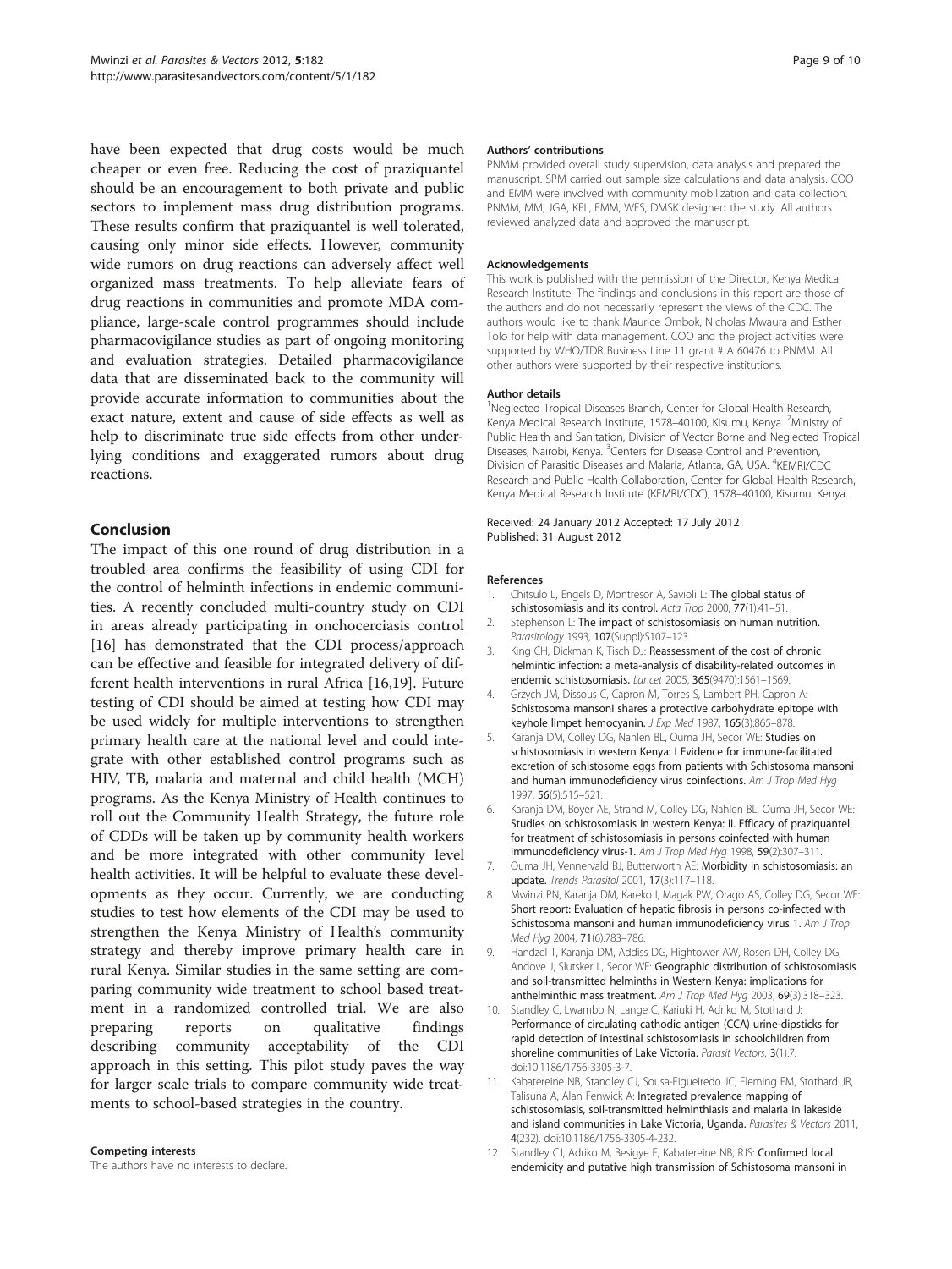have been expected that drug costs would be much cheaper or even free. Reducing the cost of praziquantel should be an encouragement to both private and public sectors to implement mass drug distribution programs. These results confirm that praziquantel is well tolerated, causing only minor side effects. However, community wide rumors on drug reactions can adversely affect well organized mass treatments. To help alleviate fears of drug reactions in communities and promote MDA compliance, large-scale control programmes should include pharmacovigilance studies as part of ongoing monitoring and evaluation strategies. Detailed pharmacovigilance data that are disseminated back to the community will provide accurate information to communities about the exact nature, extent and cause of side effects as well as help to discriminate true side effects from other underlying conditions and exaggerated rumors about drug reactions.

## Conclusion

The impact of this one round of drug distribution in a troubled area confirms the feasibility of using CDI for the control of helminth infections in endemic communities. A recently concluded multi-country study on CDI in areas already participating in onchocerciasis control [16] has demonstrated that the CDI process/approach can be effective and feasible for integrated delivery of different health interventions in rural Africa [16,19]. Future testing of CDI should be aimed at testing how CDI may be used widely for multiple interventions to strengthen primary health care at the national level and could integrate with other established control programs such as HIV, TB, malaria and maternal and child health (MCH) programs. As the Kenya Ministry of Health continues to roll out the Community Health Strategy, the future role of CDDs will be taken up by community health workers and be more integrated with other community level health activities. It will be helpful to evaluate these developments as they occur. Currently, we are conducting studies to test how elements of the CDI may be used to strengthen the Kenya Ministry of Health's community strategy and thereby improve primary health care in rural Kenya. Similar studies in the same setting are comparing community wide treatment to school based treatment in a randomized controlled trial. We are also preparing reports on qualitative findings describing community acceptability of the CDI approach in this setting. This pilot study paves the way for larger scale trials to compare community wide treatments to school-based strategies in the country.

#### Competing interests

The authors have no interests to declare.

#### Authors' contributions

PNMM provided overall study supervision, data analysis and prepared the manuscript. SPM carried out sample size calculations and data analysis. COO and EMM were involved with community mobilization and data collection. PNMM, MM, JGA, KFL, EMM, WES, DMSK designed the study. All authors reviewed analyzed data and approved the manuscript.

#### Acknowledgements

This work is published with the permission of the Director, Kenya Medical Research Institute. The findings and conclusions in this report are those of the authors and do not necessarily represent the views of the CDC. The authors would like to thank Maurice Ombok, Nicholas Mwaura and Esther Tolo for help with data management. COO and the project activities were supported by WHO/TDR Business Line 11 grant # A 60476 to PNMM. All other authors were supported by their respective institutions.

#### Author details

[1]Neglected Tropical Diseases Branch, Center for Global Health Research, Kenya Medical Research Institute, 1578–40100, Kisumu, Kenya. [2]Ministry of Public Health and Sanitation, Division of Vector Borne and Neglected Tropical Diseases, Nairobi, Kenya. [3]Centers for Disease Control and Prevention, Division of Parasitic Diseases and Malaria, Atlanta, GA, USA. [4]KEMRI/CDC Research and Public Health Collaboration, Center for Global Health Research, Kenya Medical Research Institute (KEMRI/CDC), 1578–40100, Kisumu, Kenya.

Received: 24 January 2012 Accepted: 17 July 2012
Published: 31 August 2012

#### References

1. Chitsulo L, Engels D, Montresor A, Savioli L: **The global status of schistosomiasis and its control.** *Acta Trop* 2000, **77**(1):41–51.
2. Stephenson L: **The impact of schistosomiasis on human nutrition.** *Parasitology* 1993, **107**(Suppl):S107–123.
3. King CH, Dickman K, Tisch DJ: **Reassessment of the cost of chronic helmintic infection: a meta-analysis of disability-related outcomes in endemic schistosomiasis.** *Lancet* 2005, **365**(9470):1561–1569.
4. Grzych JM, Dissous C, Capron M, Torres S, Lambert PH, Capron A: **Schistosoma mansoni shares a protective carbohydrate epitope with keyhole limpet hemocyanin.** *J Exp Med* 1987, **165**(3):865–878.
5. Karanja DM, Colley DG, Nahlen BL, Ouma JH, Secor WE: **Studies on schistosomiasis in western Kenya: I Evidence for immune-facilitated excretion of schistosome eggs from patients with Schistosoma mansoni and human immunodeficiency virus coinfections.** *Am J Trop Med Hyg* 1997, **56**(5):515–521.
6. Karanja DM, Boyer AE, Strand M, Colley DG, Nahlen BL, Ouma JH, Secor WE: **Studies on schistosomiasis in western Kenya: II. Efficacy of praziquantel for treatment of schistosomiasis in persons coinfected with human immunodeficiency virus-1.** *Am J Trop Med Hyg* 1998, **59**(2):307–311.
7. Ouma JH, Vennervald BJ, Butterworth AE: **Morbidity in schistosomiasis: an update.** *Trends Parasitol* 2001, **17**(3):117–118.
8. Mwinzi PN, Karanja DM, Kareko I, Magak PW, Orago AS, Colley DG, Secor WE: **Short report: Evaluation of hepatic fibrosis in persons co-infected with Schistosoma mansoni and human immunodeficiency virus 1.** *Am J Trop Med Hyg* 2004, **71**(6):783–786.
9. Handzel T, Karanja DM, Addiss DG, Hightower AW, Rosen DH, Colley DG, Andove J, Slutsker L, Secor WE: **Geographic distribution of schistosomiasis and soil-transmitted helminths in Western Kenya: implications for anthelminthic mass treatment.** *Am J Trop Med Hyg* 2003, **69**(3):318–323.
10. Standley C, Lwambo N, Lange C, Kariuki H, Adriko M, Stothard J: **Performance of circulating cathodic antigen (CCA) urine-dipsticks for rapid detection of intestinal schistosomiasis in schoolchildren from shoreline communities of Lake Victoria.** *Parasit Vectors*, **3**(1):7. doi:10.1186/1756-3305-3-7.
11. Kabatereine NB, Standley CJ, Sousa-Figueiredo JC, Fleming FM, Stothard JR, Talisuna A, Alan Fenwick A: **Integrated prevalence mapping of schistosomiasis, soil-transmitted helminthiasis and malaria in lakeside and island communities in Lake Victoria, Uganda.** *Parasites & Vectors* 2011, **4**(232). doi:10.1186/1756-3305-4-232.
12. Standley CJ, Adriko M, Besigye F, Kabatereine NB, RJS: **Confirmed local endemicity and putative high transmission of Schistosoma mansoni in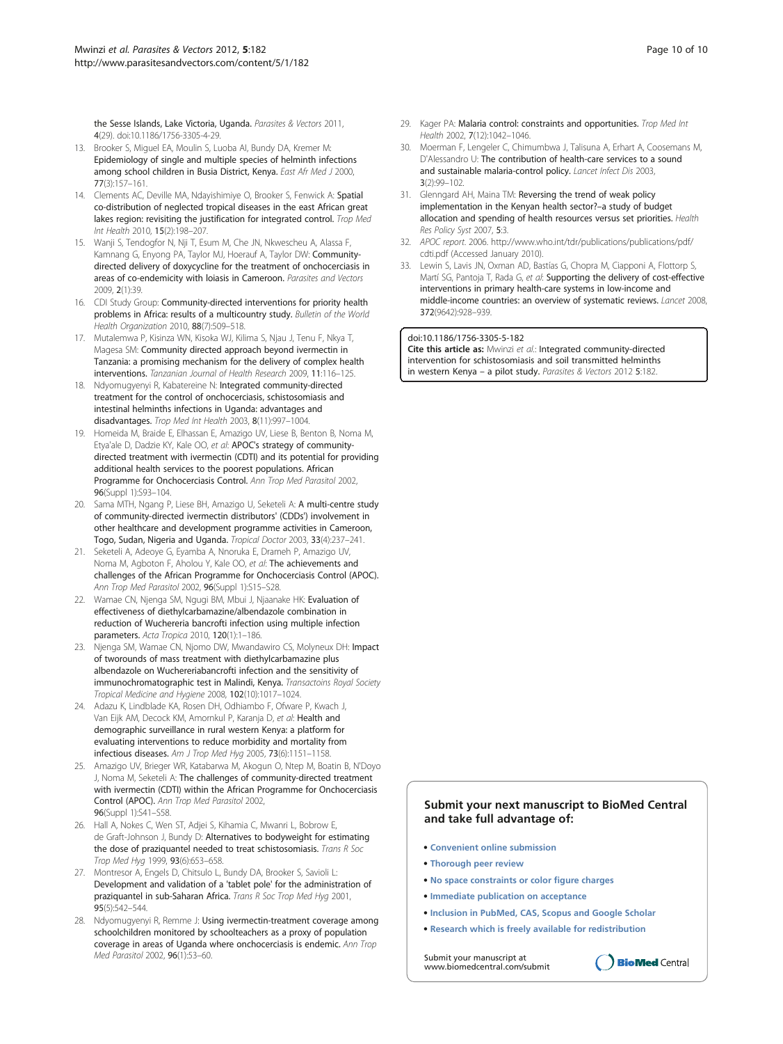the Sesse Islands, Lake Victoria, Uganda. *Parasites & Vectors* 2011, **4**(29). doi:10.1186/1756-3305-4-29.

13. Brooker S, Miguel EA, Moulin S, Luoba AI, Bundy DA, Kremer M: **Epidemiology of single and multiple species of helminth infections among school children in Busia District, Kenya.** *East Afr Med J* 2000, **77**(3):157–161.
14. Clements AC, Deville MA, Ndayishimiye O, Brooker S, Fenwick A: **Spatial co-distribution of neglected tropical diseases in the east African great lakes region: revisiting the justification for integrated control.** *Trop Med Int Health* 2010, **15**(2):198–207.
15. Wanji S, Tendogfor N, Nji T, Esum M, Che JN, Nkwescheu A, Alassa F, Kamnang G, Enyong PA, Taylor MJ, Hoerauf A, Taylor DW: **Community-directed delivery of doxycycline for the treatment of onchocerciasis in areas of co-endemicity with loiasis in Cameroon.** *Parasites and Vectors* 2009, **2**(1):39.
16. CDI Study Group: **Community-directed interventions for priority health problems in Africa: results of a multicountry study.** *Bulletin of the World Health Organization* 2010, **88**(7):509–518.
17. Mutalemwa P, Kisinza WN, Kisoka WJ, Kilima S, Njau J, Tenu F, Nkya T, Magesa SM: **Community directed approach beyond ivermectin in Tanzania: a promising mechanism for the delivery of complex health interventions.** *Tanzanian Journal of Health Research* 2009, **11**:116–125.
18. Ndyomugyenyi R, Kabatereine N: **Integrated community-directed treatment for the control of onchocerciasis, schistosomiasis and intestinal helminths infections in Uganda: advantages and disadvantages.** *Trop Med Int Health* 2003, **8**(11):997–1004.
19. Homeida M, Braide E, Elhassan E, Amazigo UV, Liese B, Benton B, Noma M, Etya'ale D, Dadzie KY, Kale OO, *et al*: **APOC's strategy of community-directed treatment with ivermectin (CDTI) and its potential for providing additional health services to the poorest populations. African Programme for Onchocerciasis Control.** *Ann Trop Med Parasitol* 2002, **96**(Suppl 1):S93–104.
20. Sama MTH, Ngang P, Liese BH, Amazigo U, Seketeli A: **A multi-centre study of community-directed ivermectin distributors' (CDDs') involvement in other healthcare and development programme activities in Cameroon, Togo, Sudan, Nigeria and Uganda.** *Tropical Doctor* 2003, **33**(4):237–241.
21. Seketeli A, Adeoye G, Eyamba A, Nnoruka E, Drameh P, Amazigo UV, Noma M, Agboton F, Aholou Y, Kale OO, *et al*: **The achievements and challenges of the African Programme for Onchocerciasis Control (APOC).** *Ann Trop Med Parasitol* 2002, **96**(Suppl 1):S15–S28.
22. Wamae CN, Njenga SM, Ngugi BM, Mbui J, Njaanake HK: **Evaluation of effectiveness of diethylcarbamazine/albendazole combination in reduction of Wuchereria bancrofti infection using multiple infection parameters.** *Acta Tropica* 2010, **120**(1):1–186.
23. Njenga SM, Wamae CN, Njomo DW, Mwandawiro CS, Molyneux DH: **Impact of tworounds of mass treatment with diethylcarbamazine plus albendazole on Wuchereriabancrofti infection and the sensitivity of immunochromatographic test in Malindi, Kenya.** *Transactoins Royal Society Tropical Medicine and Hygiene* 2008, **102**(10):1017–1024.
24. Adazu K, Lindblade KA, Rosen DH, Odhiambo F, Ofware P, Kwach J, Van Eijk AM, Decock KM, Amornkul P, Karanja D, *et al*: **Health and demographic surveillance in rural western Kenya: a platform for evaluating interventions to reduce morbidity and mortality from infectious diseases.** *Am J Trop Med Hyg* 2005, **73**(6):1151–1158.
25. Amazigo UV, Brieger WR, Katabarwa M, Akogun O, Ntep M, Boatin B, N'Doyo J, Noma M, Seketeli A: **The challenges of community-directed treatment with ivermectin (CDTI) within the African Programme for Onchocerciasis Control (APOC).** *Ann Trop Med Parasitol* 2002, **96**(Suppl 1):S41–S58.
26. Hall A, Nokes C, Wen ST, Adjei S, Kihamia C, Mwanri L, Bobrow E, de Graft-Johnson J, Bundy D: **Alternatives to bodyweight for estimating the dose of praziquantel needed to treat schistosomiasis.** *Trans R Soc Trop Med Hyg* 1999, **93**(6):653–658.
27. Montresor A, Engels D, Chitsulo L, Bundy DA, Brooker S, Savioli L: **Development and validation of a 'tablet pole' for the administration of praziquantel in sub-Saharan Africa.** *Trans R Soc Trop Med Hyg* 2001, **95**(5):542–544.
28. Ndyomugyenyi R, Remme J: **Using ivermectin-treatment coverage among schoolchildren monitored by schoolteachers as a proxy of population coverage in areas of Uganda where onchocerciasis is endemic.** *Ann Trop Med Parasitol* 2002, **96**(1):53–60.
29. Kager PA: **Malaria control: constraints and opportunities.** *Trop Med Int Health* 2002, **7**(12):1042–1046.
30. Moerman F, Lengeler C, Chimumbwa J, Talisuna A, Erhart A, Coosemans M, D'Alessandro U: **The contribution of health-care services to a sound and sustainable malaria-control policy.** *Lancet Infect Dis* 2003, **3**(2):99–102.
31. Glenngard AH, Maina TM: **Reversing the trend of weak policy implementation in the Kenyan health sector?–a study of budget allocation and spending of health resources versus set priorities.** *Health Res Policy Syst* 2007, **5**:3.
32. *APOC report*. 2006. http://www.who.int/tdr/publications/publications/pdf/cdti.pdf (Accessed January 2010).
33. Lewin S, Lavis JN, Oxman AD, Bastías G, Chopra M, Ciapponi A, Flottorp S, Martí SG, Pantoja T, Rada G, *et al*: **Supporting the delivery of cost-effective interventions in primary health-care systems in low-income and middle-income countries: an overview of systematic reviews.** *Lancet* 2008, **372**(9642):928–939.

doi:10.1186/1756-3305-5-182
**Cite this article as:** Mwinzi *et al.*: Integrated community-directed intervention for schistosomiasis and soil transmitted helminths in western Kenya – a pilot study. *Parasites & Vectors* 2012 **5**:182.

**Submit your next manuscript to BioMed Central and take full advantage of:**

- Convenient online submission
- Thorough peer review
- No space constraints or color figure charges
- Immediate publication on acceptance
- Inclusion in PubMed, CAS, Scopus and Google Scholar
- Research which is freely available for redistribution

Submit your manuscript at www.biomedcentral.com/submit

BioMed Central